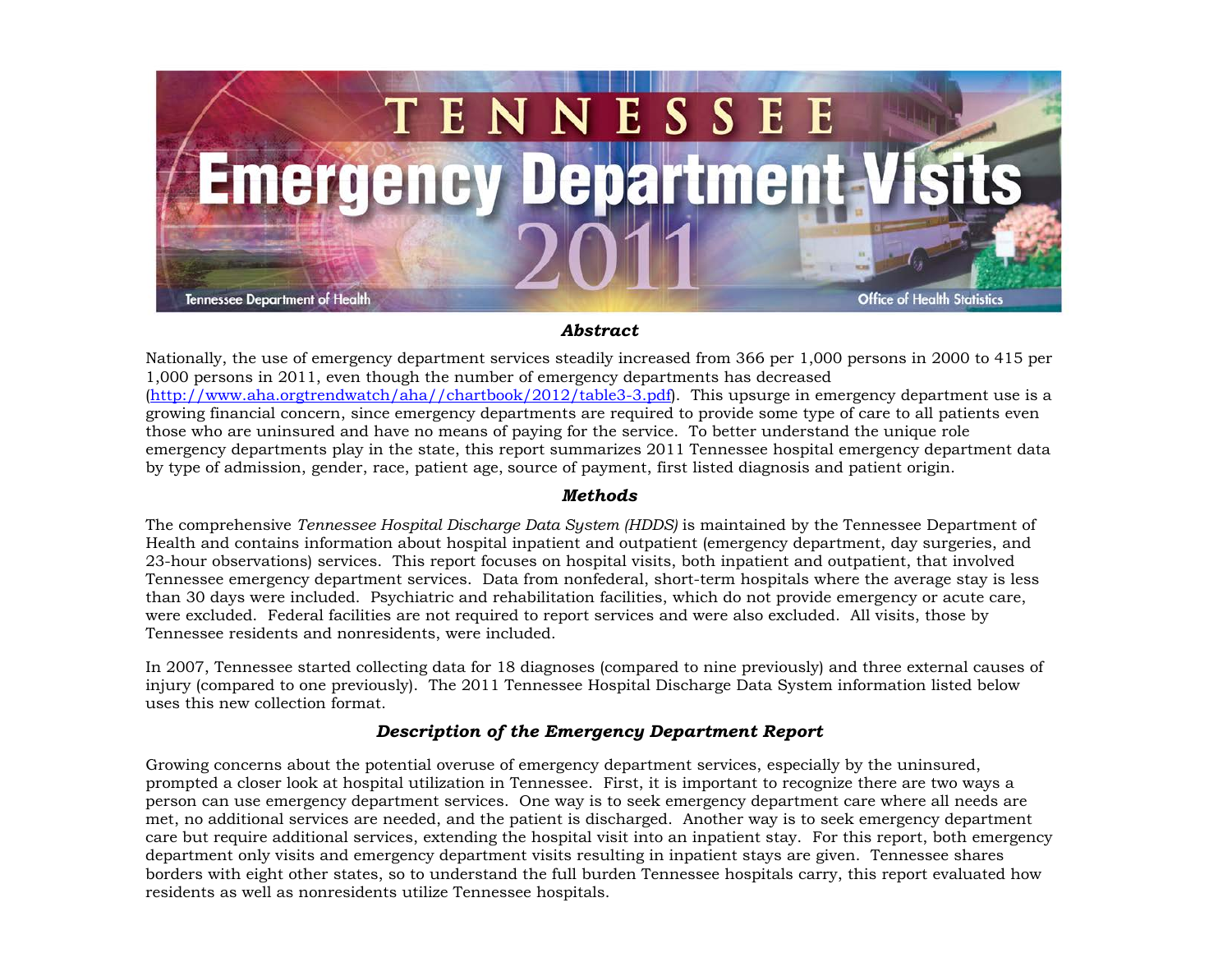# TENNESSEE Emergency Department Visits 2011

Tennessee Department of Health

Office of Health Statistics

## *Abstract*

Nationally, the use of emergency department services steadily increased from 366 per 1,000 persons in 2000 to 415 per 1,000 persons in 2011, even though the number of emergency departments has decreased (http://www.aha.orgtrendwatch/aha//chartbook/2012/table3-3.pdf). This upsurge in emergency department use is a growing financial concern, since emergency departments are required to provide some type of care to all patients even those who are uninsured and have no means of paying for the service. To better understand the unique role emergency departments play in the state, this report summarizes 2011 Tennessee hospital emergency department data by type of admission, gender, race, patient age, source of payment, first listed diagnosis and patient origin.

## *Methods*

The comprehensive *Tennessee Hospital Discharge Data System (HDDS)* is maintained by the Tennessee Department of Health and contains information about hospital inpatient and outpatient (emergency department, day surgeries, and 23-hour observations) services. This report focuses on hospital visits, both inpatient and outpatient, that involved Tennessee emergency department services. Data from nonfederal, short-term hospitals where the average stay is less than 30 days were included. Psychiatric and rehabilitation facilities, which do not provide emergency or acute care, were excluded. Federal facilities are not required to report services and were also excluded. All visits, those by Tennessee residents and nonresidents, were included.

In 2007, Tennessee started collecting data for 18 diagnoses (compared to nine previously) and three external causes of injury (compared to one previously). The 2011 Tennessee Hospital Discharge Data System information listed below uses this new collection format.

## *Description of the Emergency Department Report*

Growing concerns about the potential overuse of emergency department services, especially by the uninsured, prompted a closer look at hospital utilization in Tennessee. First, it is important to recognize there are two ways a person can use emergency department services. One way is to seek emergency department care where all needs are met, no additional services are needed, and the patient is discharged. Another way is to seek emergency department care but require additional services, extending the hospital visit into an inpatient stay. For this report, both emergency department only visits and emergency department visits resulting in inpatient stays are given. Tennessee shares borders with eight other states, so to understand the full burden Tennessee hospitals carry, this report evaluated how residents as well as nonresidents utilize Tennessee hospitals.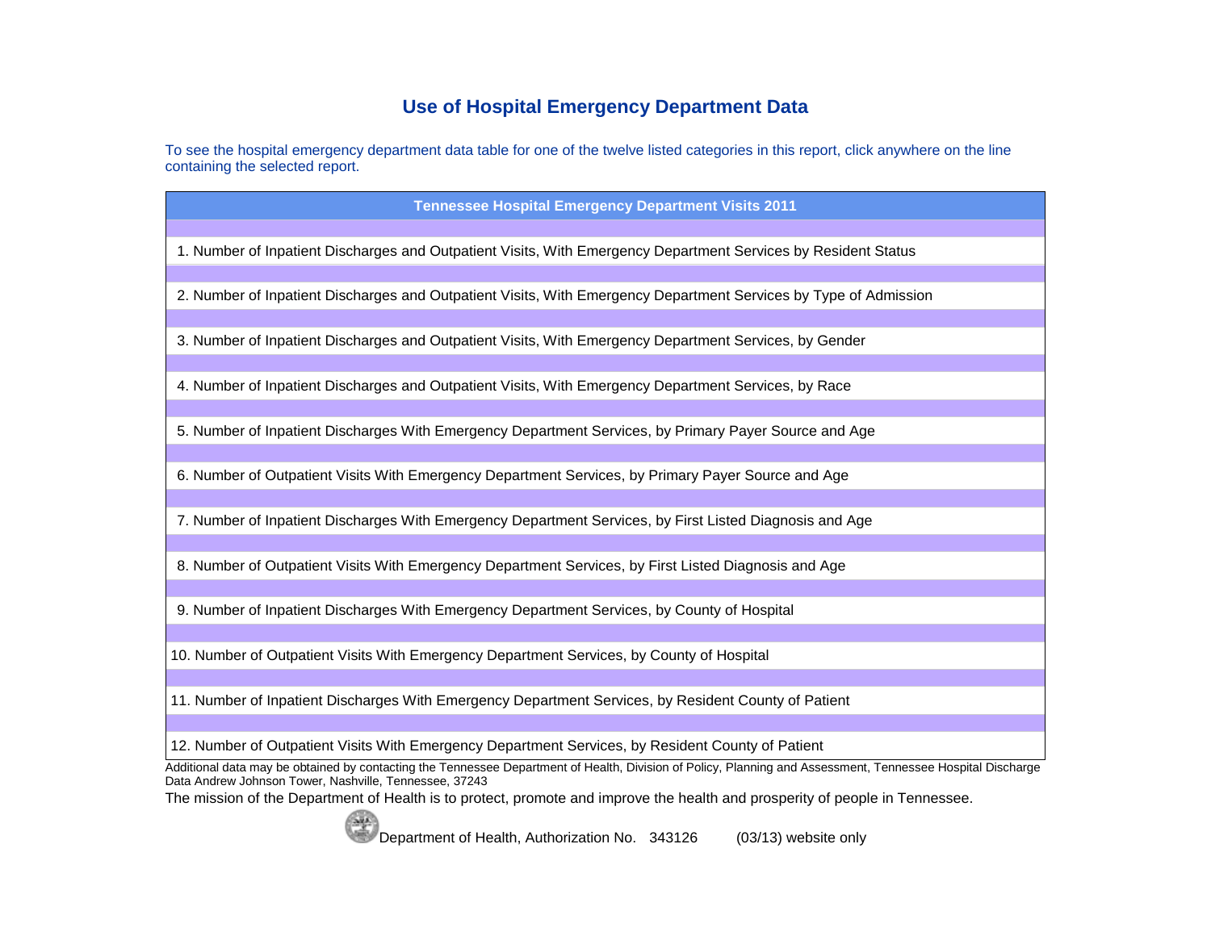# Use of Hospital Emergency Department Data

To see the hospital emergency department data table for one of the twelve listed categories in this report, click anywhere on the line containing the selected report.

| Tennessee Hospital Emergency Department Visits 2011 |
|---|
| 1. Number of Inpatient Discharges and Outpatient Visits, With Emergency Department Services by Resident Status |
| 2. Number of Inpatient Discharges and Outpatient Visits, With Emergency Department Services by Type of Admission |
| 3. Number of Inpatient Discharges and Outpatient Visits, With Emergency Department Services, by Gender |
| 4. Number of Inpatient Discharges and Outpatient Visits, With Emergency Department Services, by Race |
| 5. Number of Inpatient Discharges With Emergency Department Services, by Primary Payer Source and Age |
| 6. Number of Outpatient Visits With Emergency Department Services, by Primary Payer Source and Age |
| 7. Number of Inpatient Discharges With Emergency Department Services, by First Listed Diagnosis and Age |
| 8. Number of Outpatient Visits With Emergency Department Services, by First Listed Diagnosis and Age |
| 9. Number of Inpatient Discharges With Emergency Department Services, by County of Hospital |
| 10. Number of Outpatient Visits With Emergency Department Services, by County of Hospital |
| 11. Number of Inpatient Discharges With Emergency Department Services, by Resident County of Patient |
| 12. Number of Outpatient Visits With Emergency Department Services, by Resident County of Patient |

Additional data may be obtained by contacting the Tennessee Department of Health, Division of Policy, Planning and Assessment, Tennessee Hospital Discharge Data Andrew Johnson Tower, Nashville, Tennessee, 37243

The mission of the Department of Health is to protect, promote and improve the health and prosperity of people in Tennessee.

Department of Health, Authorization No. 343126 (03/13) website only